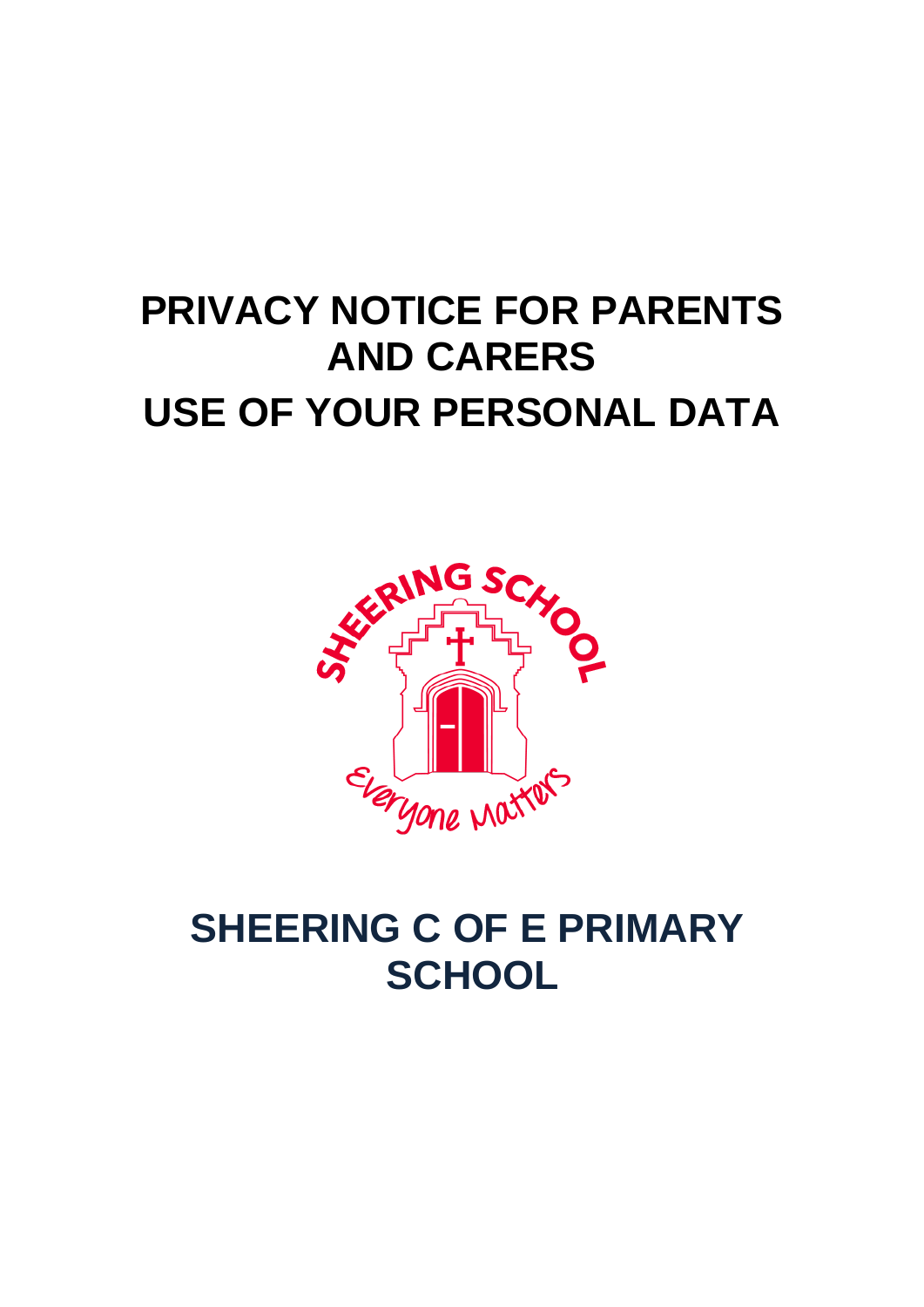# PRIVACY NOTICE FOR PARENTS AND CARERS

# USE OF YOUR PERSONAL DATA

## SHEERING C OF E PRIMARY SCHOOL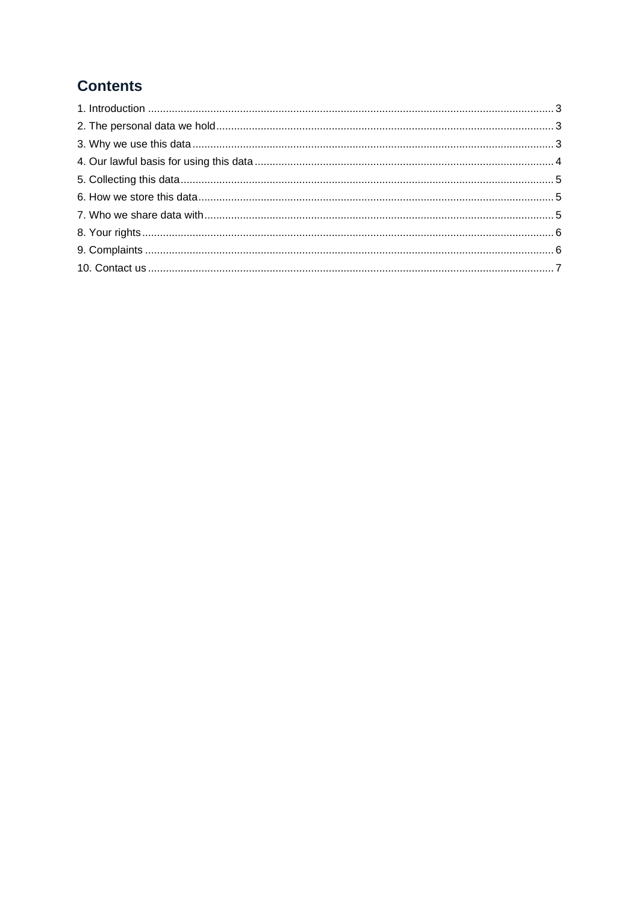## Contents

1. Introduction .......... 3
2. The personal data we hold .......... 3
3. Why we use this data .......... 3
4. Our lawful basis for using this data .......... 4
5. Collecting this data .......... 5
6. How we store this data .......... 5
7. Who we share data with .......... 5
8. Your rights .......... 6
9. Complaints .......... 6
10. Contact us .......... 7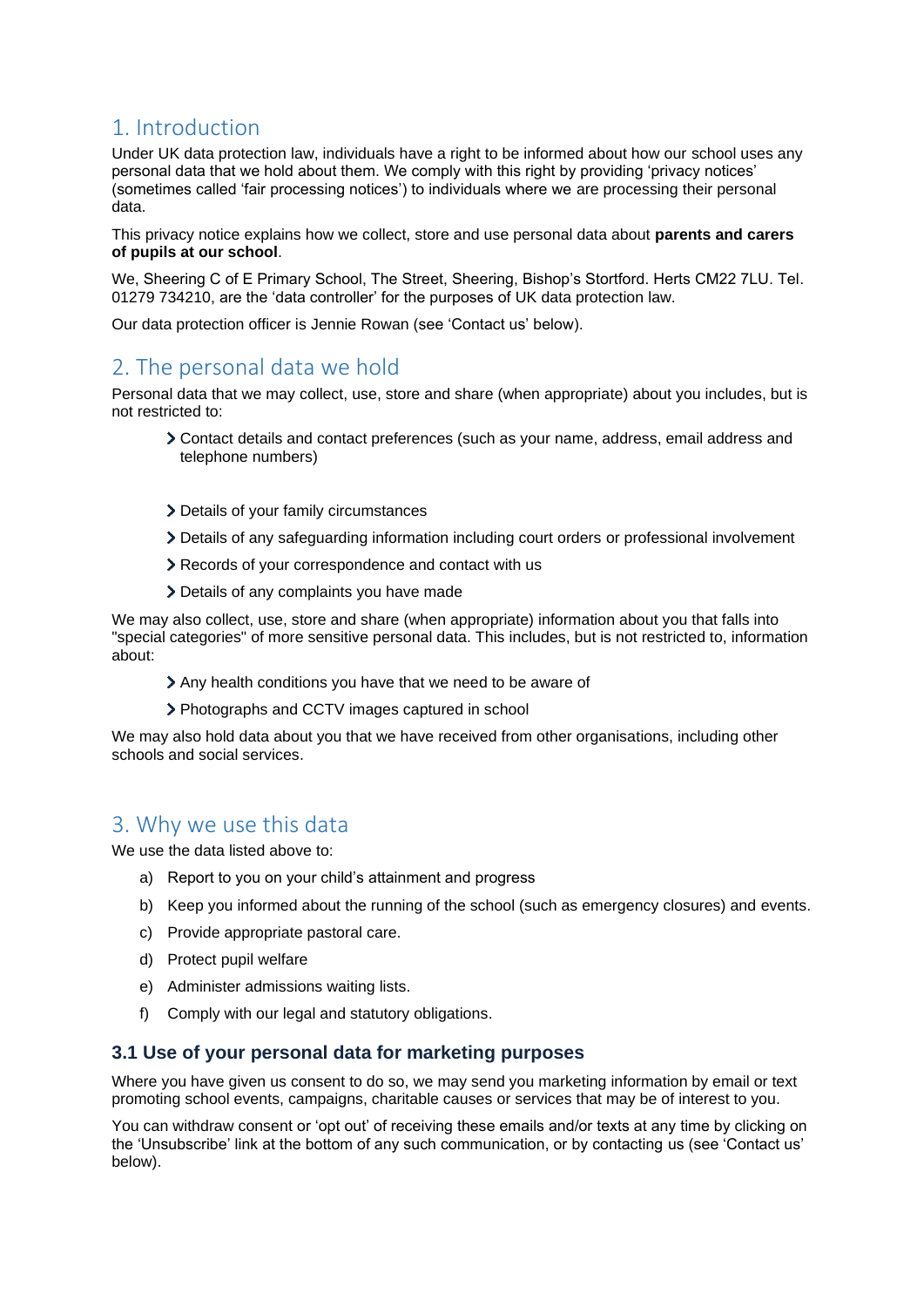## 1. Introduction

Under UK data protection law, individuals have a right to be informed about how our school uses any personal data that we hold about them. We comply with this right by providing 'privacy notices' (sometimes called 'fair processing notices') to individuals where we are processing their personal data.

This privacy notice explains how we collect, store and use personal data about **parents and carers of pupils at our school**.

We, Sheering C of E Primary School, The Street, Sheering, Bishop's Stortford. Herts CM22 7LU. Tel. 01279 734210, are the 'data controller' for the purposes of UK data protection law.

Our data protection officer is Jennie Rowan (see 'Contact us' below).

## 2. The personal data we hold

Personal data that we may collect, use, store and share (when appropriate) about you includes, but is not restricted to:

- Contact details and contact preferences (such as your name, address, email address and telephone numbers)
- Details of your family circumstances
- Details of any safeguarding information including court orders or professional involvement
- Records of your correspondence and contact with us
- Details of any complaints you have made

We may also collect, use, store and share (when appropriate) information about you that falls into "special categories" of more sensitive personal data. This includes, but is not restricted to, information about:

- Any health conditions you have that we need to be aware of
- Photographs and CCTV images captured in school

We may also hold data about you that we have received from other organisations, including other schools and social services.

## 3. Why we use this data

We use the data listed above to:

a) Report to you on your child's attainment and progress
b) Keep you informed about the running of the school (such as emergency closures) and events.
c) Provide appropriate pastoral care.
d) Protect pupil welfare
e) Administer admissions waiting lists.
f) Comply with our legal and statutory obligations.

### 3.1 Use of your personal data for marketing purposes

Where you have given us consent to do so, we may send you marketing information by email or text promoting school events, campaigns, charitable causes or services that may be of interest to you.

You can withdraw consent or 'opt out' of receiving these emails and/or texts at any time by clicking on the 'Unsubscribe' link at the bottom of any such communication, or by contacting us (see 'Contact us' below).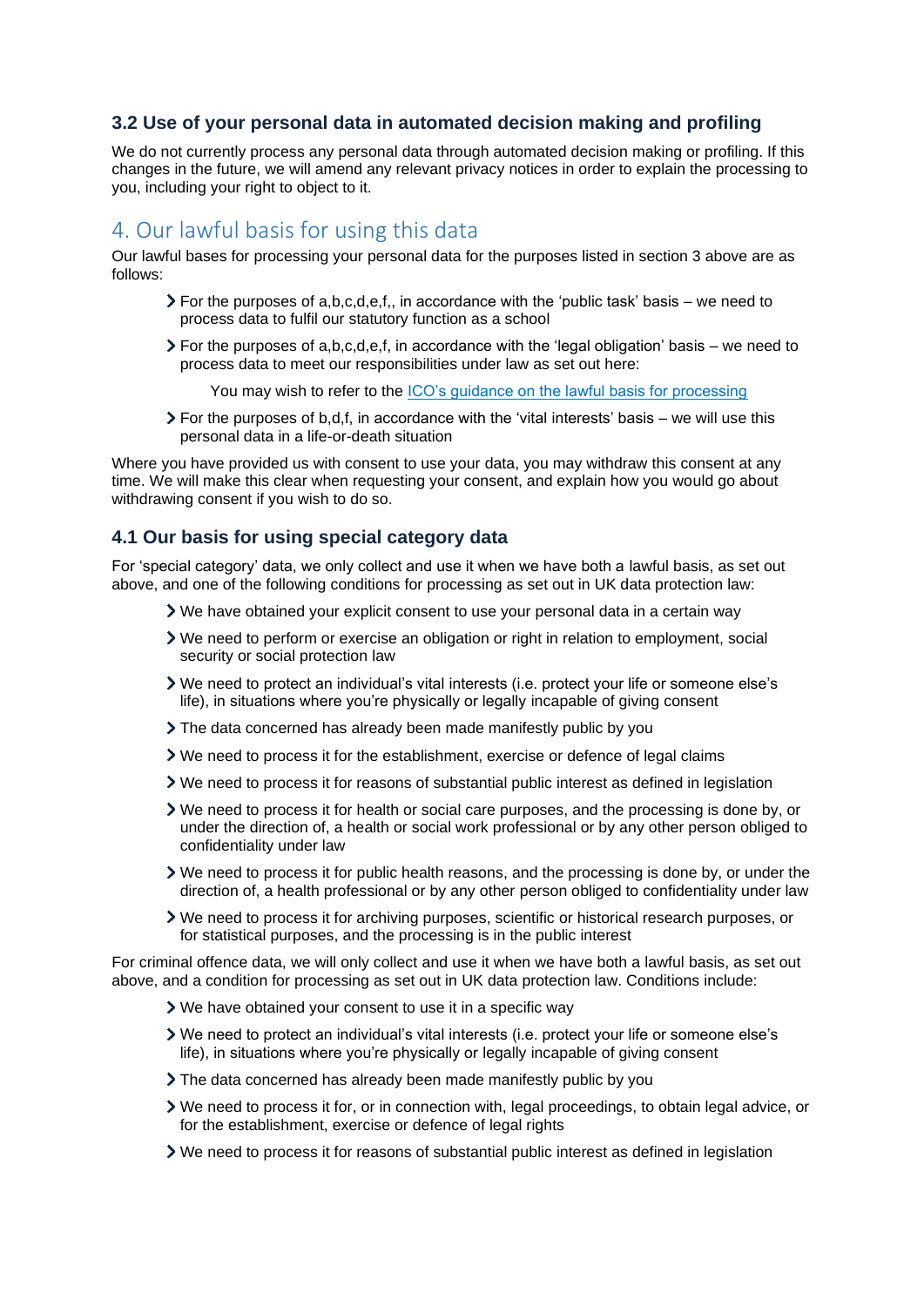### 3.2 Use of your personal data in automated decision making and profiling

We do not currently process any personal data through automated decision making or profiling. If this changes in the future, we will amend any relevant privacy notices in order to explain the processing to you, including your right to object to it.

## 4. Our lawful basis for using this data

Our lawful bases for processing your personal data for the purposes listed in section 3 above are as follows:

- For the purposes of a,b,c,d,e,f,, in accordance with the 'public task' basis – we need to process data to fulfil our statutory function as a school
- For the purposes of a,b,c,d,e,f, in accordance with the 'legal obligation' basis – we need to process data to meet our responsibilities under law as set out here:

  You may wish to refer to the [ICO's guidance on the lawful basis for processing]
- For the purposes of b,d,f, in accordance with the 'vital interests' basis – we will use this personal data in a life-or-death situation

Where you have provided us with consent to use your data, you may withdraw this consent at any time. We will make this clear when requesting your consent, and explain how you would go about withdrawing consent if you wish to do so.

### 4.1 Our basis for using special category data

For 'special category' data, we only collect and use it when we have both a lawful basis, as set out above, and one of the following conditions for processing as set out in UK data protection law:

- We have obtained your explicit consent to use your personal data in a certain way
- We need to perform or exercise an obligation or right in relation to employment, social security or social protection law
- We need to protect an individual's vital interests (i.e. protect your life or someone else's life), in situations where you're physically or legally incapable of giving consent
- The data concerned has already been made manifestly public by you
- We need to process it for the establishment, exercise or defence of legal claims
- We need to process it for reasons of substantial public interest as defined in legislation
- We need to process it for health or social care purposes, and the processing is done by, or under the direction of, a health or social work professional or by any other person obliged to confidentiality under law
- We need to process it for public health reasons, and the processing is done by, or under the direction of, a health professional or by any other person obliged to confidentiality under law
- We need to process it for archiving purposes, scientific or historical research purposes, or for statistical purposes, and the processing is in the public interest

For criminal offence data, we will only collect and use it when we have both a lawful basis, as set out above, and a condition for processing as set out in UK data protection law. Conditions include:

- We have obtained your consent to use it in a specific way
- We need to protect an individual's vital interests (i.e. protect your life or someone else's life), in situations where you're physically or legally incapable of giving consent
- The data concerned has already been made manifestly public by you
- We need to process it for, or in connection with, legal proceedings, to obtain legal advice, or for the establishment, exercise or defence of legal rights
- We need to process it for reasons of substantial public interest as defined in legislation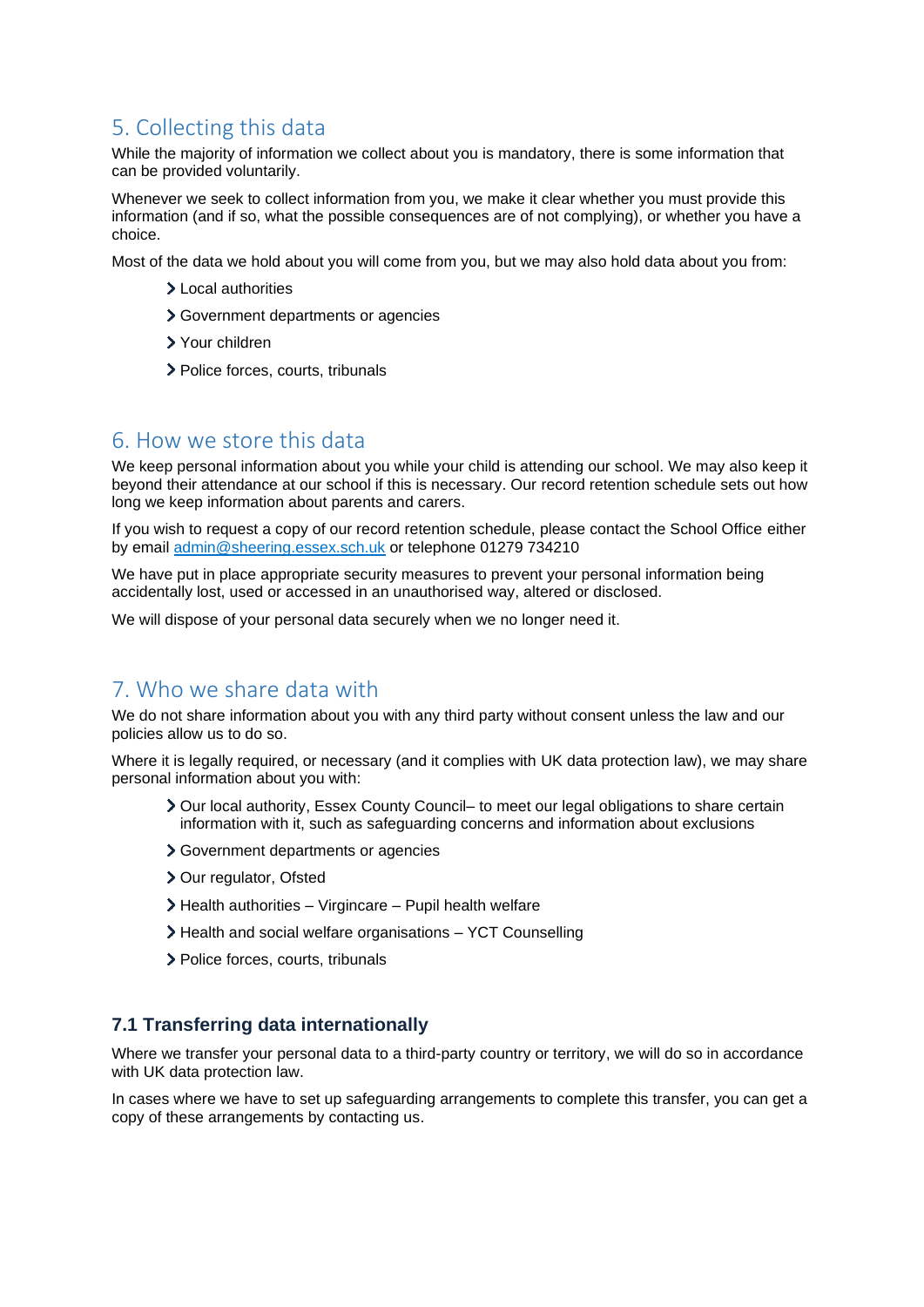## 5. Collecting this data

While the majority of information we collect about you is mandatory, there is some information that can be provided voluntarily.

Whenever we seek to collect information from you, we make it clear whether you must provide this information (and if so, what the possible consequences are of not complying), or whether you have a choice.

Most of the data we hold about you will come from you, but we may also hold data about you from:

- Local authorities
- Government departments or agencies
- Your children
- Police forces, courts, tribunals

## 6. How we store this data

We keep personal information about you while your child is attending our school. We may also keep it beyond their attendance at our school if this is necessary. Our record retention schedule sets out how long we keep information about parents and carers.

If you wish to request a copy of our record retention schedule, please contact the School Office either by email [admin@sheering.essex.sch.uk](mailto:admin@sheering.essex.sch.uk) or telephone 01279 734210

We have put in place appropriate security measures to prevent your personal information being accidentally lost, used or accessed in an unauthorised way, altered or disclosed.

We will dispose of your personal data securely when we no longer need it.

## 7. Who we share data with

We do not share information about you with any third party without consent unless the law and our policies allow us to do so.

Where it is legally required, or necessary (and it complies with UK data protection law), we may share personal information about you with:

- Our local authority, Essex County Council– to meet our legal obligations to share certain information with it, such as safeguarding concerns and information about exclusions
- Government departments or agencies
- Our regulator, Ofsted
- Health authorities – Virgincare – Pupil health welfare
- Health and social welfare organisations – YCT Counselling
- Police forces, courts, tribunals

### 7.1 Transferring data internationally

Where we transfer your personal data to a third-party country or territory, we will do so in accordance with UK data protection law.

In cases where we have to set up safeguarding arrangements to complete this transfer, you can get a copy of these arrangements by contacting us.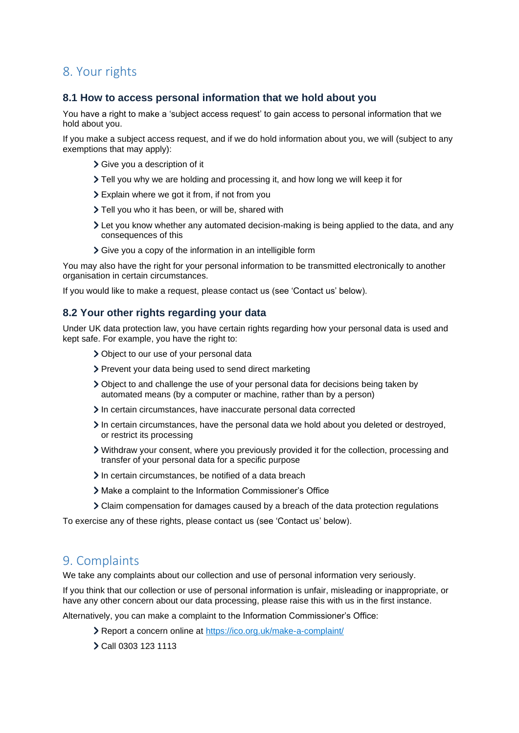# 8. Your rights

### 8.1 How to access personal information that we hold about you

You have a right to make a 'subject access request' to gain access to personal information that we hold about you.

If you make a subject access request, and if we do hold information about you, we will (subject to any exemptions that may apply):

- Give you a description of it
- Tell you why we are holding and processing it, and how long we will keep it for
- Explain where we got it from, if not from you
- Tell you who it has been, or will be, shared with
- Let you know whether any automated decision-making is being applied to the data, and any consequences of this
- Give you a copy of the information in an intelligible form

You may also have the right for your personal information to be transmitted electronically to another organisation in certain circumstances.

If you would like to make a request, please contact us (see 'Contact us' below).

### 8.2 Your other rights regarding your data

Under UK data protection law, you have certain rights regarding how your personal data is used and kept safe. For example, you have the right to:

- Object to our use of your personal data
- Prevent your data being used to send direct marketing
- Object to and challenge the use of your personal data for decisions being taken by automated means (by a computer or machine, rather than by a person)
- In certain circumstances, have inaccurate personal data corrected
- In certain circumstances, have the personal data we hold about you deleted or destroyed, or restrict its processing
- Withdraw your consent, where you previously provided it for the collection, processing and transfer of your personal data for a specific purpose
- In certain circumstances, be notified of a data breach
- Make a complaint to the Information Commissioner's Office
- Claim compensation for damages caused by a breach of the data protection regulations

To exercise any of these rights, please contact us (see 'Contact us' below).

# 9. Complaints

We take any complaints about our collection and use of personal information very seriously.

If you think that our collection or use of personal information is unfair, misleading or inappropriate, or have any other concern about our data processing, please raise this with us in the first instance.

Alternatively, you can make a complaint to the Information Commissioner's Office:

- Report a concern online at https://ico.org.uk/make-a-complaint/
- Call 0303 123 1113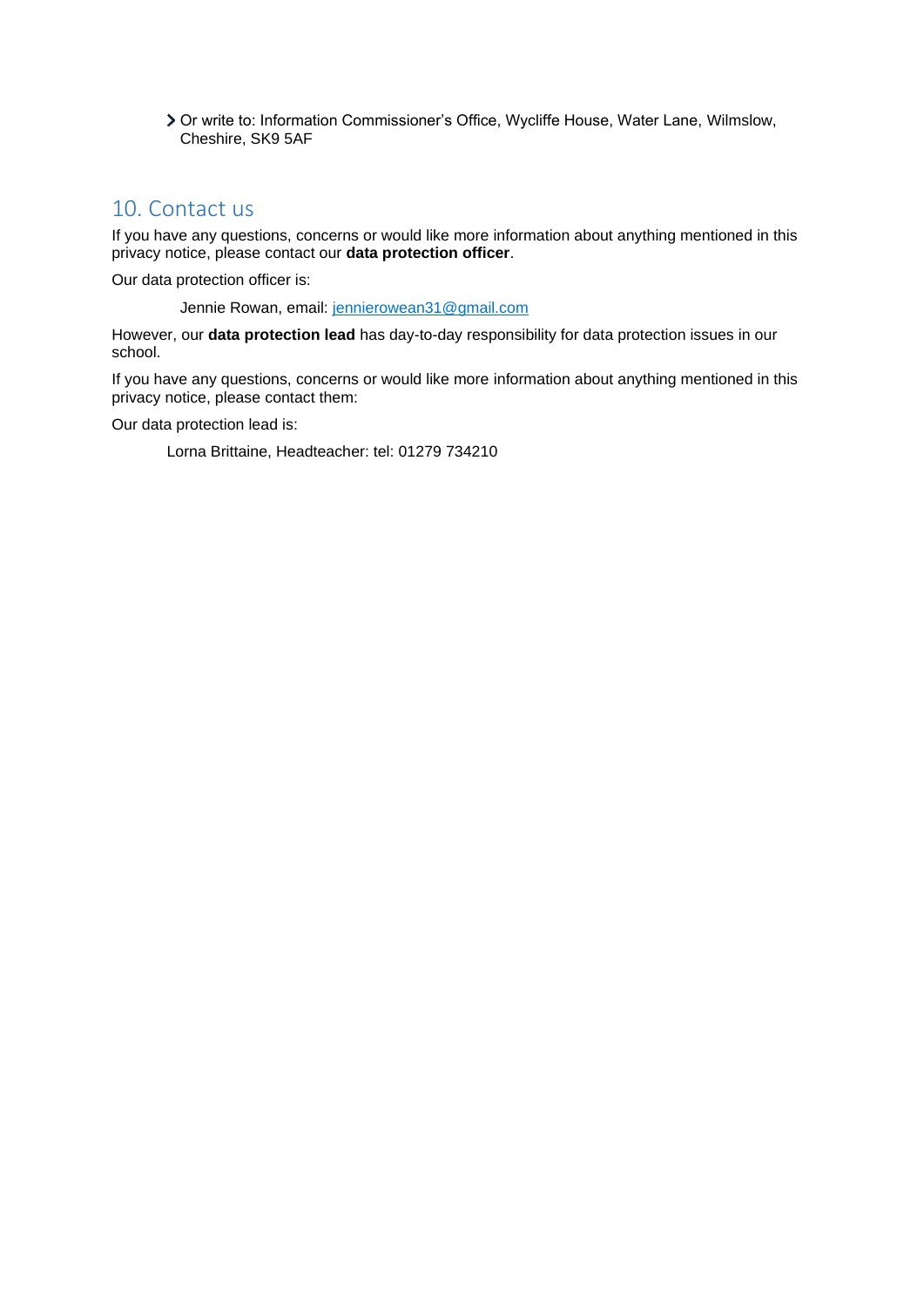- Or write to: Information Commissioner's Office, Wycliffe House, Water Lane, Wilmslow, Cheshire, SK9 5AF

## 10. Contact us

If you have any questions, concerns or would like more information about anything mentioned in this privacy notice, please contact our **data protection officer**.

Our data protection officer is:

Jennie Rowan, email: jennierowean31@gmail.com

However, our **data protection lead** has day-to-day responsibility for data protection issues in our school.

If you have any questions, concerns or would like more information about anything mentioned in this privacy notice, please contact them:

Our data protection lead is:

Lorna Brittaine, Headteacher: tel: 01279 734210